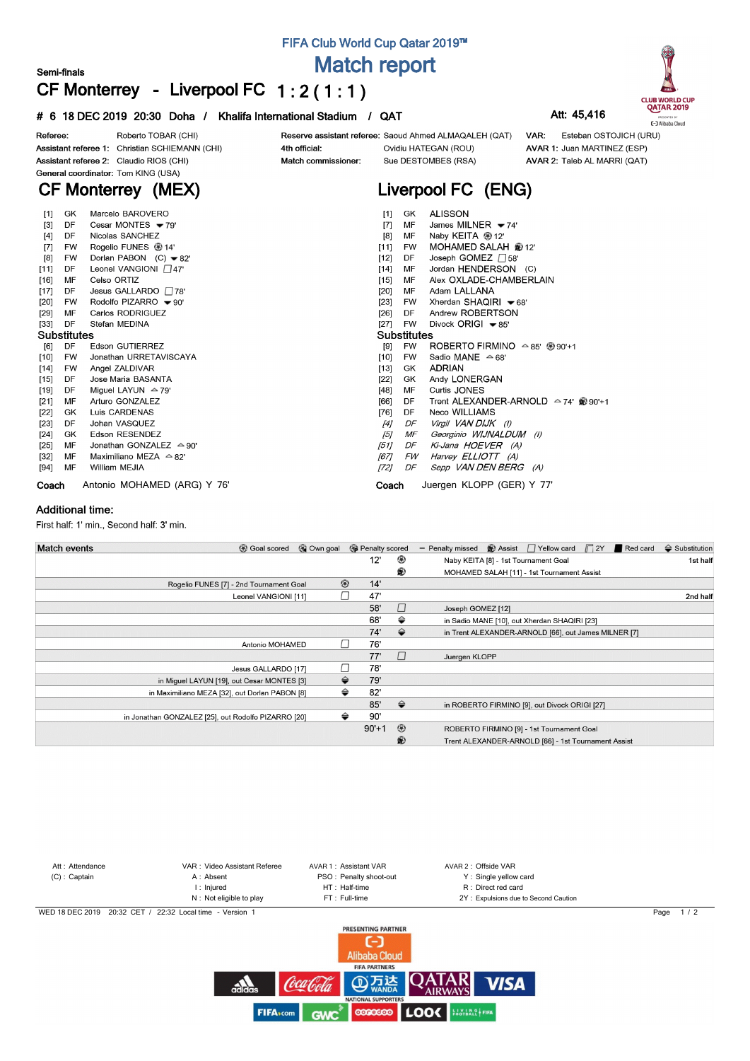# FIFA Club World Cup Qatar 2019™

# Match report

**Semi-finals**

## CF Monterrey - Liverpool FC 1 : 2 ( 1 : 1 )

**# 6 18 DEC 2019 20:30 Doha / Khalifa International Stadium / QAT** — **Att: 45,416**

| | | | | | |
|---|---|---|---|---|---|
| Referee: | Roberto TOBAR (CHI) | Reserve assistant referee: | Saoud Ahmed ALMAQALEH (QAT) | VAR: | Esteban OSTOJICH (URU) |
| Assistant referee 1: | Christian SCHIEMANN (CHI) | 4th official: | Ovidiu HATEGAN (ROU) | AVAR 1: | Juan MARTINEZ (ESP) |
| Assistant referee 2: | Claudio RIOS (CHI) | Match commissioner: | Sue DESTOMBES (RSA) | AVAR 2: | Taleb AL MARRI (QAT) |
| General coordinator: | Tom KING (USA) | | | | |

## CF Monterrey (MEX)

| No. | Pos | Player |
|---|---|---|
| [1] | GK | Marcelo BAROVERO |
| [3] | DF | Cesar MONTES ▼79' |
| [4] | DF | Nicolas SANCHEZ |
| [7] | FW | Rogelio FUNES ⚽14' |
| [8] | FW | Dorlan PABON (C) ▼82' |
| [11] | DF | Leonel VANGIONI □47' |
| [16] | MF | Celso ORTIZ |
| [17] | DF | Jesus GALLARDO □78' |
| [20] | FW | Rodolfo PIZARRO ▼90' |
| [29] | MF | Carlos RODRIGUEZ |
| [33] | DF | Stefan MEDINA |

**Substitutes**

| No. | Pos | Player |
|---|---|---|
| [6] | DF | Edson GUTIERREZ |
| [10] | FW | Jonathan URRETAVISCAYA |
| [14] | FW | Angel ZALDIVAR |
| [15] | DF | Jose Maria BASANTA |
| [19] | DF | Miguel LAYUN △79' |
| [21] | MF | Arturo GONZALEZ |
| [22] | GK | Luis CARDENAS |
| [23] | DF | Johan VASQUEZ |
| [24] | GK | Edson RESENDEZ |
| [25] | MF | Jonathan GONZALEZ △90' |
| [32] | MF | Maximiliano MEZA △82' |
| [94] | MF | William MEJIA |

**Coach** Antonio MOHAMED (ARG) Y 76'

## Liverpool FC (ENG)

| No. | Pos | Player |
|---|---|---|
| [1] | GK | ALISSON |
| [7] | MF | James MILNER ▼74' |
| [8] | MF | Naby KEITA ⚽12' |
| [11] | FW | MOHAMED SALAH Assist 12' |
| [12] | DF | Joseph GOMEZ □58' |
| [14] | MF | Jordan HENDERSON (C) |
| [15] | MF | Alex OXLADE-CHAMBERLAIN |
| [20] | MF | Adam LALLANA |
| [23] | FW | Xherdan SHAQIRI ▼68' |
| [26] | DF | Andrew ROBERTSON |
| [27] | FW | Divock ORIGI ▼85' |

**Substitutes**

| No. | Pos | Player |
|---|---|---|
| [9] | FW | ROBERTO FIRMINO △85' ⚽90'+1 |
| [10] | FW | Sadio MANE △68' |
| [13] | GK | ADRIAN |
| [22] | GK | Andy LONERGAN |
| [48] | MF | Curtis JONES |
| [66] | DF | Trent ALEXANDER-ARNOLD △74' Assist 90'+1 |
| [76] | DF | Neco WILLIAMS |
| *[4]* | *DF* | *Virgil VAN DIJK (I)* |
| *[5]* | *MF* | *Georginio WIJNALDUM (I)* |
| *[51]* | *DF* | *Ki-Jana HOEVER (A)* |
| *[67]* | *FW* | *Harvey ELLIOTT (A)* |
| *[72]* | *DF* | *Sepp VAN DEN BERG (A)* |

**Coach** Juergen KLOPP (GER) Y 77'

### Additional time:

First half: 1' min., Second half: 3' min.

### Match events

Legend: Goal scored, Own goal, Penalty scored, Penalty missed, Assist, Yellow card, 2Y, Red card, Substitution

| CF Monterrey | | Minute | | Liverpool FC | |
|---|---|---|---|---|---|
| | | 12' | Goal | Naby KEITA [8] - 1st Tournament Goal | 1st half |
| | | | Assist | MOHAMED SALAH [11] - 1st Tournament Assist | |
| Rogelio FUNES [7] - 2nd Tournament Goal | Goal | 14' | | | |
| Leonel VANGIONI [11] | Yellow card | 47' | | | 2nd half |
| | | 58' | Yellow card | Joseph GOMEZ [12] | |
| | | 68' | Substitution | in Sadio MANE [10], out Xherdan SHAQIRI [23] | |
| | | 74' | Substitution | in Trent ALEXANDER-ARNOLD [66], out James MILNER [7] | |
| Antonio MOHAMED | Yellow card | 76' | | | |
| | | 77' | Yellow card | Juergen KLOPP | |
| Jesus GALLARDO [17] | Yellow card | 78' | | | |
| in Miguel LAYUN [19], out Cesar MONTES [3] | Substitution | 79' | | | |
| in Maximiliano MEZA [32], out Dorlan PABON [8] | Substitution | 82' | | | |
| | | 85' | Substitution | in ROBERTO FIRMINO [9], out Divock ORIGI [27] | |
| in Jonathan GONZALEZ [25], out Rodolfo PIZARRO [20] | Substitution | 90' | | | |
| | | 90'+1 | Goal | ROBERTO FIRMINO [9] - 1st Tournament Goal | |
| | | | Assist | Trent ALEXANDER-ARNOLD [66] - 1st Tournament Assist | |

| | | | |
|---|---|---|---|
| Att : Attendance | VAR : Video Assistant Referee | AVAR 1 : Assistant VAR | AVAR 2 : Offside VAR |
| (C) : Captain | A : Absent | PSO : Penalty shoot-out | Y : Single yellow card |
| | I : Injured | HT : Half-time | R : Direct red card |
| | N : Not eligible to play | FT : Full-time | 2Y : Expulsions due to Second Caution |

WED 18 DEC 2019 20:32 CET / 22:32 Local time - Version 1

PRESENTING PARTNER: Alibaba Cloud
FIFA PARTNERS: adidas, Coca-Cola, Wanda, Qatar Airways, VISA
NATIONAL SUPPORTERS: FIFA.com, GWC, ooredoo, LOOK, Living Football FIFA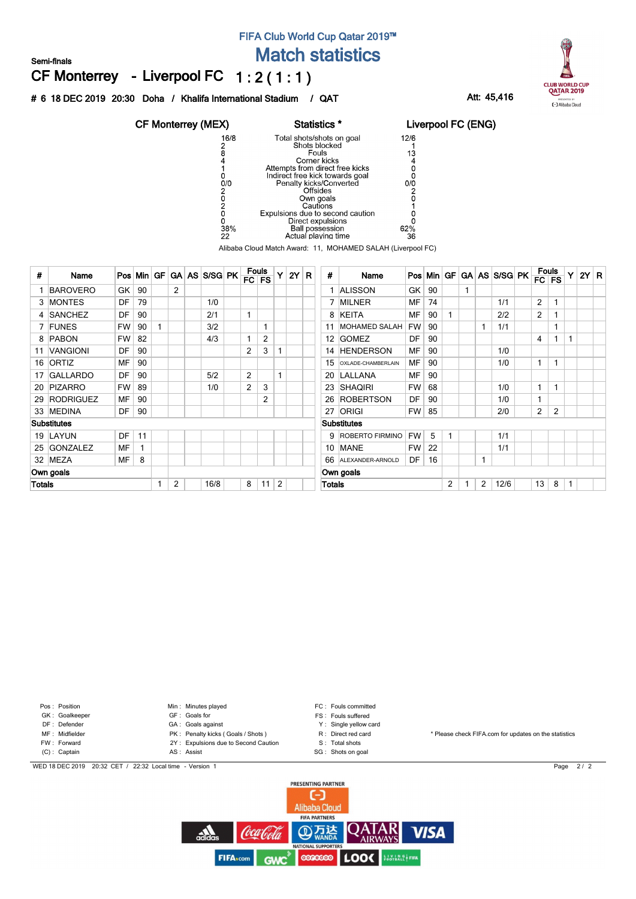## FIFA Club World Cup Qatar 2019™

# Match statistics

**Semi-finals**

## CF Monterrey - Liverpool FC 1 : 2 ( 1 : 1 )

**# 6 18 DEC 2019 20:30 Doha / Khalifa International Stadium / QAT** Att: 45,416

| CF Monterrey (MEX) | Statistics * | Liverpool FC (ENG) |
|---|---|---|
| 16/8 | Total shots/shots on goal | 12/6 |
| 2 | Shots blocked | 1 |
| 8 | Fouls | 13 |
| 4 | Corner kicks | 4 |
| 1 | Attempts from direct free kicks | 0 |
| 0 | Indirect free kick towards goal | 0 |
| 0/0 | Penalty kicks/Converted | 0/0 |
| 2 | Offsides | 2 |
| 0 | Own goals | 0 |
| 2 | Cautions | 1 |
| 0 | Expulsions due to second caution | 0 |
| 0 | Direct expulsions | 0 |
| 38% | Ball possession | 62% |
| 22 | Actual playing time | 36 |

Alibaba Cloud Match Award: 11, MOHAMED SALAH (Liverpool FC)

| # | Name | Pos | Min | GF | GA | AS | S/SG | PK | Fouls FC | Fouls FS | Y | 2Y | R |
|---|---|---|---|---|---|---|---|---|---|---|---|---|---|
| 1 | BAROVERO | GK | 90 | | 2 | | | | | | | | |
| 3 | MONTES | DF | 79 | | | | 1/0 | | | | | | |
| 4 | SANCHEZ | DF | 90 | | | | 2/1 | | 1 | | | | |
| 7 | FUNES | FW | 90 | 1 | | | 3/2 | | | 1 | | | |
| 8 | PABON | FW | 82 | | | | 4/3 | | 1 | 2 | | | |
| 11 | VANGIONI | DF | 90 | | | | | | 2 | 3 | 1 | | |
| 16 | ORTIZ | MF | 90 | | | | | | | | | | |
| 17 | GALLARDO | DF | 90 | | | | 5/2 | | 2 | | 1 | | |
| 20 | PIZARRO | FW | 89 | | | | 1/0 | | 2 | 3 | | | |
| 29 | RODRIGUEZ | MF | 90 | | | | | | | 2 | | | |
| 33 | MEDINA | DF | 90 | | | | | | | | | | |
| **Substitutes** | | | | | | | | | | | | | |
| 19 | LAYUN | DF | 11 | | | | | | | | | | |
| 25 | GONZALEZ | MF | 1 | | | | | | | | | | |
| 32 | MEZA | MF | 8 | | | | | | | | | | |
| **Own goals** | | | | | | | | | | | | | |
| **Totals** | | | | 1 | 2 | | 16/8 | | 8 | 11 | 2 | | |

| # | Name | Pos | Min | GF | GA | AS | S/SG | PK | Fouls FC | Fouls FS | Y | 2Y | R |
|---|---|---|---|---|---|---|---|---|---|---|---|---|---|
| 1 | ALISSON | GK | 90 | | 1 | | | | | | | | |
| 7 | MILNER | MF | 74 | | | | 1/1 | | 2 | 1 | | | |
| 8 | KEITA | MF | 90 | 1 | | | 2/2 | | 2 | 1 | | | |
| 11 | MOHAMED SALAH | FW | 90 | | | 1 | 1/1 | | | 1 | | | |
| 12 | GOMEZ | DF | 90 | | | | | | 4 | 1 | 1 | | |
| 14 | HENDERSON | MF | 90 | | | | 1/0 | | | | | | |
| 15 | OXLADE-CHAMBERLAIN | MF | 90 | | | | 1/0 | | 1 | 1 | | | |
| 20 | LALLANA | MF | 90 | | | | | | | | | | |
| 23 | SHAQIRI | FW | 68 | | | | 1/0 | | 1 | 1 | | | |
| 26 | ROBERTSON | DF | 90 | | | | 1/0 | | 1 | | | | |
| 27 | ORIGI | FW | 85 | | | | 2/0 | | 2 | 2 | | | |
| **Substitutes** | | | | | | | | | | | | | |
| 9 | ROBERTO FIRMINO | FW | 5 | 1 | | | 1/1 | | | | | | |
| 10 | MANE | FW | 22 | | | | 1/1 | | | | | | |
| 66 | ALEXANDER-ARNOLD | DF | 16 | | | 1 | | | | | | | |
| **Own goals** | | | | | | | | | | | | | |
| **Totals** | | | | 2 | 1 | 2 | 12/6 | | 13 | 8 | 1 | | |

Pos : Position
GK : Goalkeeper
DF : Defender
MF : Midfielder
FW : Forward
(C) : Captain

Min : Minutes played
GF : Goals for
GA : Goals against
PK : Penalty kicks ( Goals / Shots )
2Y : Expulsions due to Second Caution
AS : Assist

FC : Fouls committed
FS : Fouls suffered
Y : Single yellow card
R : Direct red card
S : Total shots
SG : Shots on goal

* Please check FIFA.com for updates on the statistics

WED 18 DEC 2019 20:32 CET / 22:32 Local time - Version 1